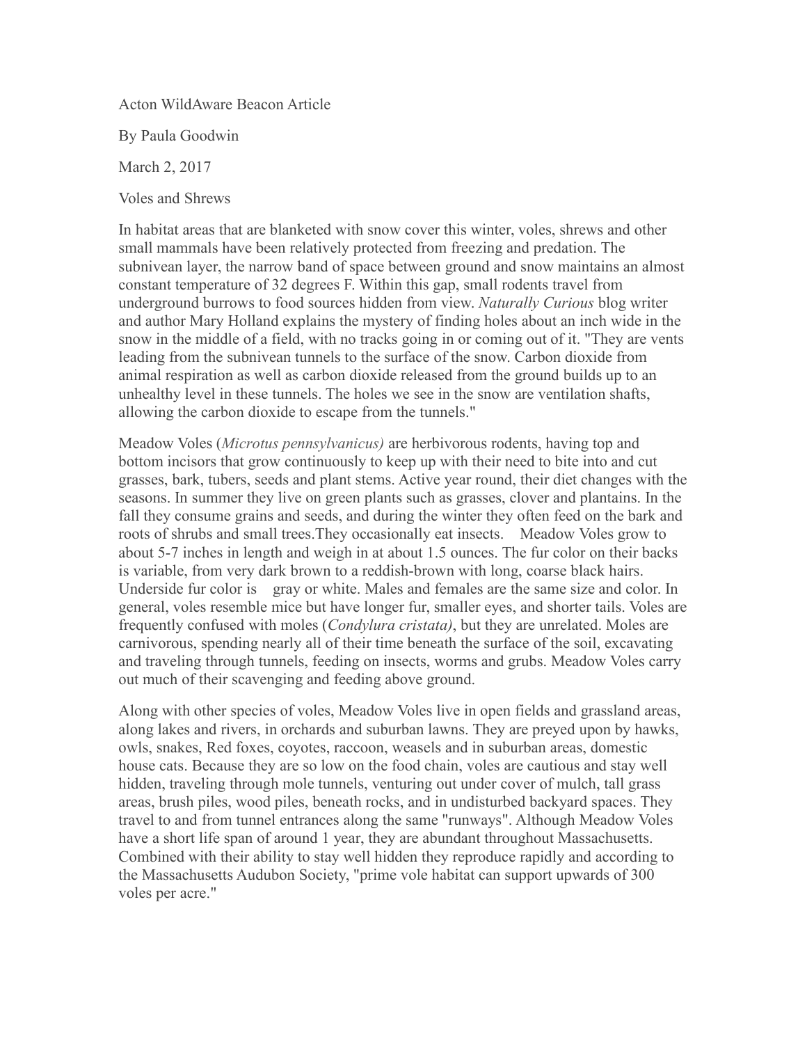Acton WildAware Beacon Article

By Paula Goodwin

March 2, 2017

Voles and Shrews

In habitat areas that are blanketed with snow cover this winter, voles, shrews and other small mammals have been relatively protected from freezing and predation. The subnivean layer, the narrow band of space between ground and snow maintains an almost constant temperature of 32 degrees F. Within this gap, small rodents travel from underground burrows to food sources hidden from view. *Naturally Curious* blog writer and author Mary Holland explains the mystery of finding holes about an inch wide in the snow in the middle of a field, with no tracks going in or coming out of it. "They are vents leading from the subnivean tunnels to the surface of the snow. Carbon dioxide from animal respiration as well as carbon dioxide released from the ground builds up to an unhealthy level in these tunnels. The holes we see in the snow are ventilation shafts, allowing the carbon dioxide to escape from the tunnels."

Meadow Voles (*Microtus pennsylvanicus)* are herbivorous rodents, having top and bottom incisors that grow continuously to keep up with their need to bite into and cut grasses, bark, tubers, seeds and plant stems. Active year round, their diet changes with the seasons. In summer they live on green plants such as grasses, clover and plantains. In the fall they consume grains and seeds, and during the winter they often feed on the bark and roots of shrubs and small trees.They occasionally eat insects. Meadow Voles grow to about 5-7 inches in length and weigh in at about 1.5 ounces. The fur color on their backs is variable, from very dark brown to a reddish-brown with long, coarse black hairs. Underside fur color is gray or white. Males and females are the same size and color. In general, voles resemble mice but have longer fur, smaller eyes, and shorter tails. Voles are frequently confused with moles (*Condylura cristata)*, but they are unrelated. Moles are carnivorous, spending nearly all of their time beneath the surface of the soil, excavating and traveling through tunnels, feeding on insects, worms and grubs. Meadow Voles carry out much of their scavenging and feeding above ground.

Along with other species of voles, Meadow Voles live in open fields and grassland areas, along lakes and rivers, in orchards and suburban lawns. They are preyed upon by hawks, owls, snakes, Red foxes, coyotes, raccoon, weasels and in suburban areas, domestic house cats. Because they are so low on the food chain, voles are cautious and stay well hidden, traveling through mole tunnels, venturing out under cover of mulch, tall grass areas, brush piles, wood piles, beneath rocks, and in undisturbed backyard spaces. They travel to and from tunnel entrances along the same "runways". Although Meadow Voles have a short life span of around 1 year, they are abundant throughout Massachusetts. Combined with their ability to stay well hidden they reproduce rapidly and according to the Massachusetts Audubon Society, "prime vole habitat can support upwards of 300 voles per acre."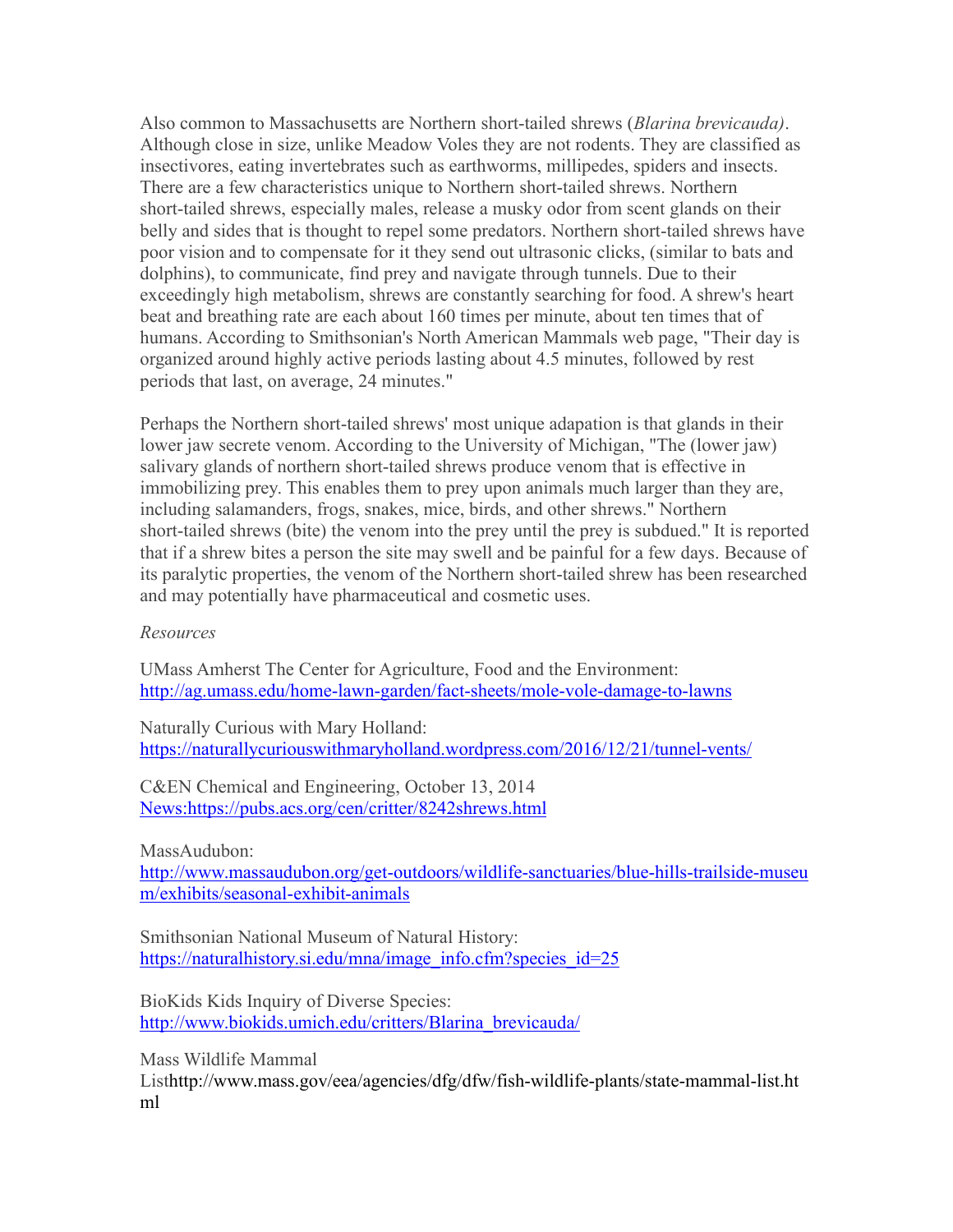Also common to Massachusetts are Northern short-tailed shrews (*Blarina brevicauda)*. Although close in size, unlike Meadow Voles they are not rodents. They are classified as insectivores, eating invertebrates such as earthworms, millipedes, spiders and insects. There are a few characteristics unique to Northern short-tailed shrews. Northern short-tailed shrews, especially males, release a musky odor from scent glands on their belly and sides that is thought to repel some predators. Northern short-tailed shrews have poor vision and to compensate for it they send out ultrasonic clicks, (similar to bats and dolphins), to communicate, find prey and navigate through tunnels. Due to their exceedingly high metabolism, shrews are constantly searching for food. A shrew's heart beat and breathing rate are each about 160 times per minute, about ten times that of humans. According to Smithsonian's North American Mammals web page, "Their day is organized around highly active periods lasting about 4.5 minutes, followed by rest periods that last, on average, 24 minutes."

Perhaps the Northern short-tailed shrews' most unique adapation is that glands in their lower jaw secrete venom. According to the University of Michigan, "The (lower jaw) salivary glands of northern short-tailed shrews produce venom that is effective in immobilizing prey. This enables them to prey upon animals much larger than they are, including salamanders, frogs, snakes, mice, birds, and other shrews." Northern short-tailed shrews (bite) the venom into the prey until the prey is subdued." It is reported that if a shrew bites a person the site may swell and be painful for a few days. Because of its paralytic properties, the venom of the Northern short-tailed shrew has been researched and may potentially have pharmaceutical and cosmetic uses.

*Resources*

UMass Amherst The Center for Agriculture, Food and the Environment: http://ag.umass.edu/home-lawn-garden/fact-sheets/mole-vole-damage-to-lawns

Naturally Curious with Mary Holland: https://naturallycuriouswithmaryholland.wordpress.com/2016/12/21/tunnel-vents/

C&EN Chemical and Engineering, October 13, 2014 News:https://pubs.acs.org/cen/critter/8242shrews.html

MassAudubon: http://www.massaudubon.org/get-outdoors/wildlife-sanctuaries/blue-hills-trailside-museum/exhibits/seasonal-exhibit-animals

Smithsonian National Museum of Natural History: https://naturalhistory.si.edu/mna/image_info.cfm?species_id=25

BioKids Kids Inquiry of Diverse Species: http://www.biokids.umich.edu/critters/Blarina_brevicauda/

Mass Wildlife Mammal Listhttp://www.mass.gov/eea/agencies/dfg/dfw/fish-wildlife-plants/state-mammal-list.html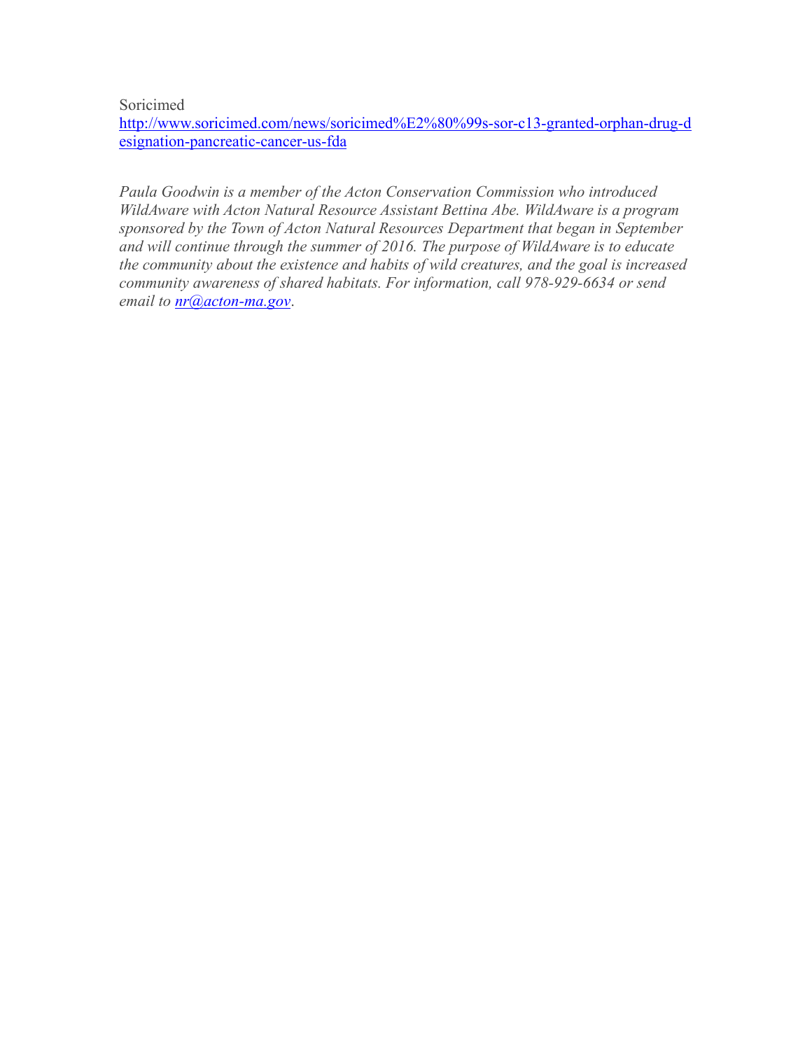Soricimed
[http://www.soricimed.com/news/soricimed%E2%80%99s-sor-c13-granted-orphan-drug-designation-pancreatic-cancer-us-fda](http://www.soricimed.com/news/soricimed%E2%80%99s-sor-c13-granted-orphan-drug-designation-pancreatic-cancer-us-fda)

*Paula Goodwin is a member of the Acton Conservation Commission who introduced WildAware with Acton Natural Resource Assistant Bettina Abe. WildAware is a program sponsored by the Town of Acton Natural Resources Department that began in September and will continue through the summer of 2016. The purpose of WildAware is to educate the community about the existence and habits of wild creatures, and the goal is increased community awareness of shared habitats. For information, call 978-929-6634 or send email to [nr@acton-ma.gov](mailto:nr@acton-ma.gov).*